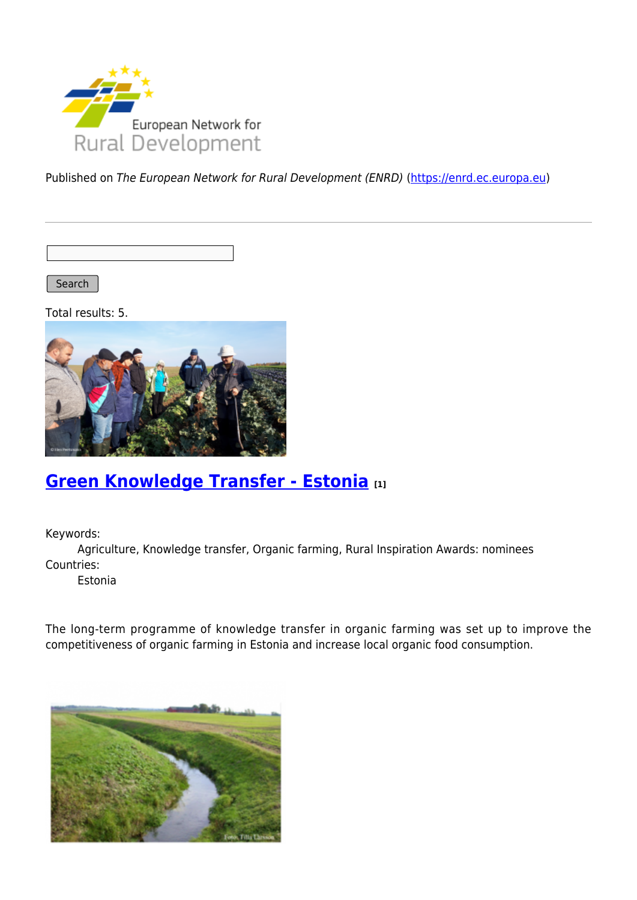Published on *The European Network for Rural Development (ENRD)* (https://enrd.ec.europa.eu)

Search

Total results: 5.

## Green Knowledge Transfer - Estonia [1]

Keywords:

Agriculture, Knowledge transfer, Organic farming, Rural Inspiration Awards: nominees

Countries:

Estonia

The long-term programme of knowledge transfer in organic farming was set up to improve the competitiveness of organic farming in Estonia and increase local organic food consumption.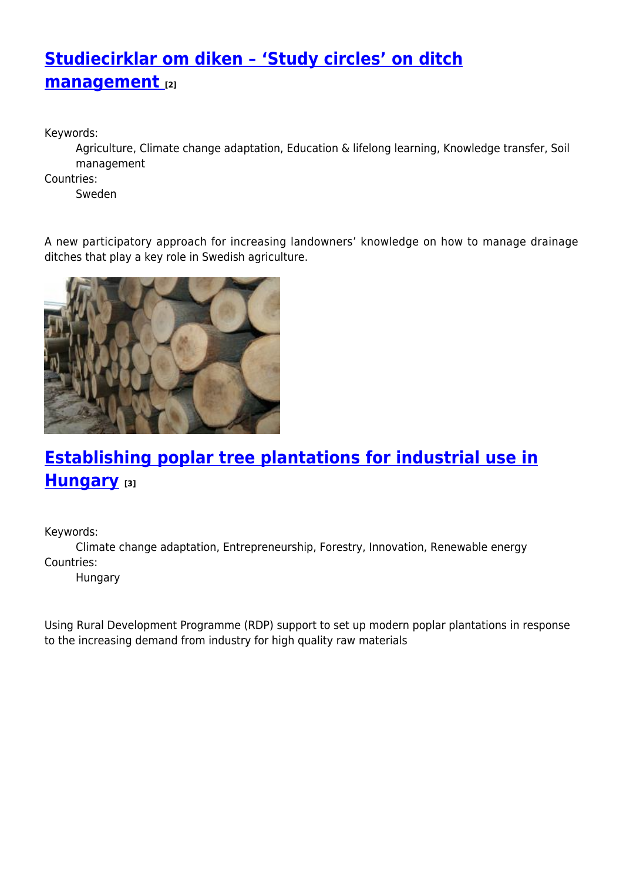## Studiecirklar om diken – 'Study circles' on ditch management [2]

Keywords:
: Agriculture, Climate change adaptation, Education & lifelong learning, Knowledge transfer, Soil management

Countries:
: Sweden

A new participatory approach for increasing landowners' knowledge on how to manage drainage ditches that play a key role in Swedish agriculture.

## Establishing poplar tree plantations for industrial use in Hungary [3]

Keywords:
: Climate change adaptation, Entrepreneurship, Forestry, Innovation, Renewable energy

Countries:
: Hungary

Using Rural Development Programme (RDP) support to set up modern poplar plantations in response to the increasing demand from industry for high quality raw materials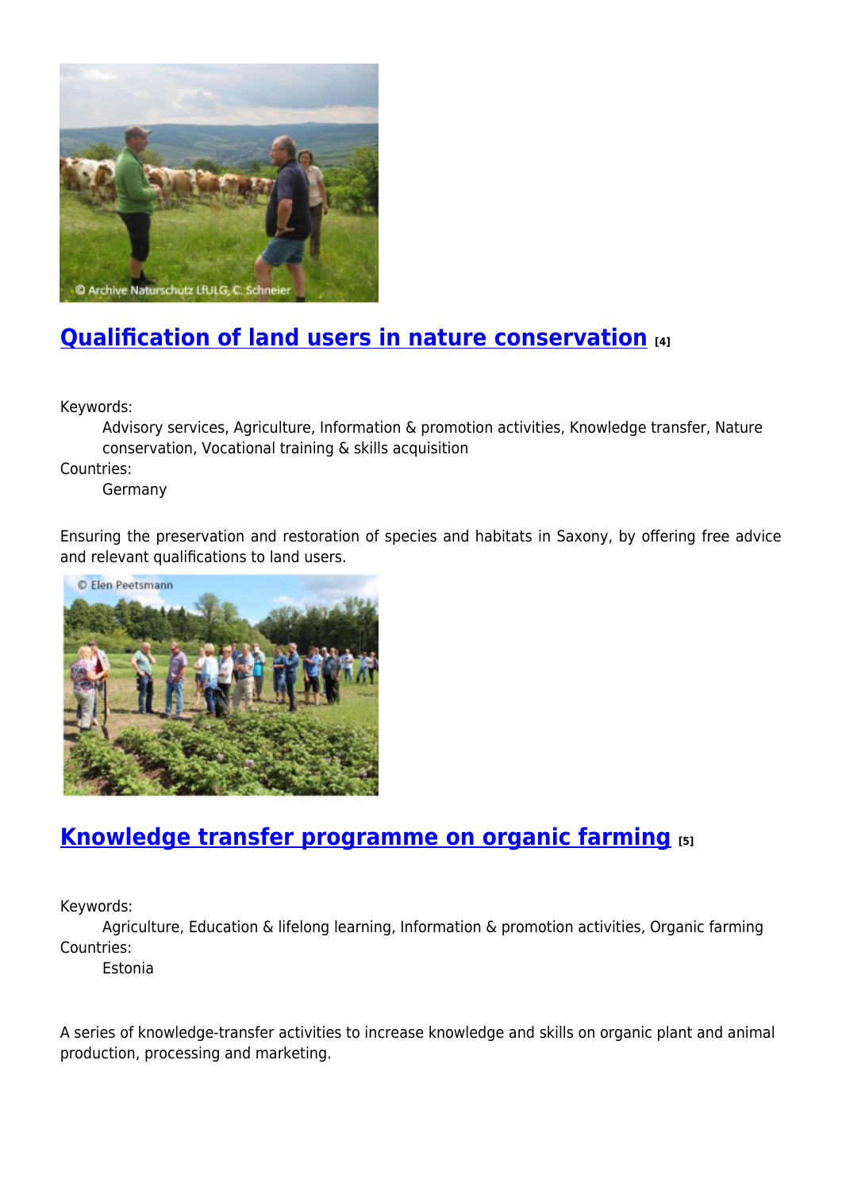## [Qualification of land users in nature conservation](#) [4]

Keywords:
: Advisory services, Agriculture, Information & promotion activities, Knowledge transfer, Nature conservation, Vocational training & skills acquisition

Countries:
: Germany

Ensuring the preservation and restoration of species and habitats in Saxony, by offering free advice and relevant qualifications to land users.

## [Knowledge transfer programme on organic farming](#) [5]

Keywords:
: Agriculture, Education & lifelong learning, Information & promotion activities, Organic farming

Countries:
: Estonia

A series of knowledge-transfer activities to increase knowledge and skills on organic plant and animal production, processing and marketing.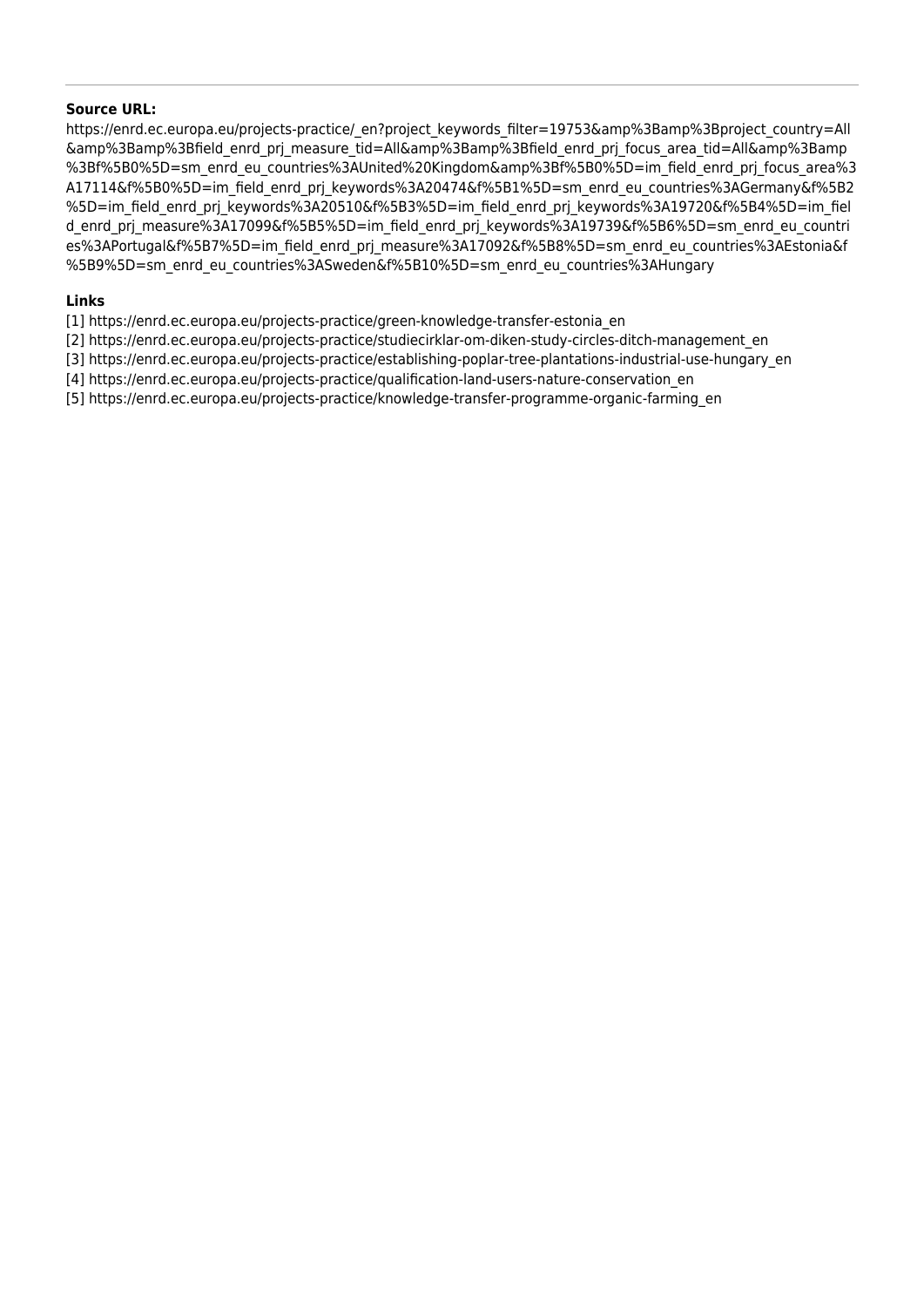**Source URL:**
https://enrd.ec.europa.eu/projects-practice/_en?project_keywords_filter=19753&amp%3Bamp%3Bproject_country=All&amp%3Bamp%3Bfield_enrd_prj_measure_tid=All&amp%3Bamp%3Bfield_enrd_prj_focus_area_tid=All&amp%3Bamp%3Bf%5B0%5D=sm_enrd_eu_countries%3AUnited%20Kingdom&amp%3Bf%5B0%5D=im_field_enrd_prj_focus_area%3A17114&f%5B0%5D=im_field_enrd_prj_keywords%3A20474&f%5B1%5D=sm_enrd_eu_countries%3AGermany&f%5B2%5D=im_field_enrd_prj_keywords%3A20510&f%5B3%5D=im_field_enrd_prj_keywords%3A19720&f%5B4%5D=im_field_enrd_prj_measure%3A17099&f%5B5%5D=im_field_enrd_prj_keywords%3A19739&f%5B6%5D=sm_enrd_eu_countries%3APortugal&f%5B7%5D=im_field_enrd_prj_measure%3A17092&f%5B8%5D=sm_enrd_eu_countries%3AEstonia&f%5B9%5D=sm_enrd_eu_countries%3ASweden&f%5B10%5D=sm_enrd_eu_countries%3AHungary

**Links**

[1] https://enrd.ec.europa.eu/projects-practice/green-knowledge-transfer-estonia_en
[2] https://enrd.ec.europa.eu/projects-practice/studiecirklar-om-diken-study-circles-ditch-management_en
[3] https://enrd.ec.europa.eu/projects-practice/establishing-poplar-tree-plantations-industrial-use-hungary_en
[4] https://enrd.ec.europa.eu/projects-practice/qualification-land-users-nature-conservation_en
[5] https://enrd.ec.europa.eu/projects-practice/knowledge-transfer-programme-organic-farming_en